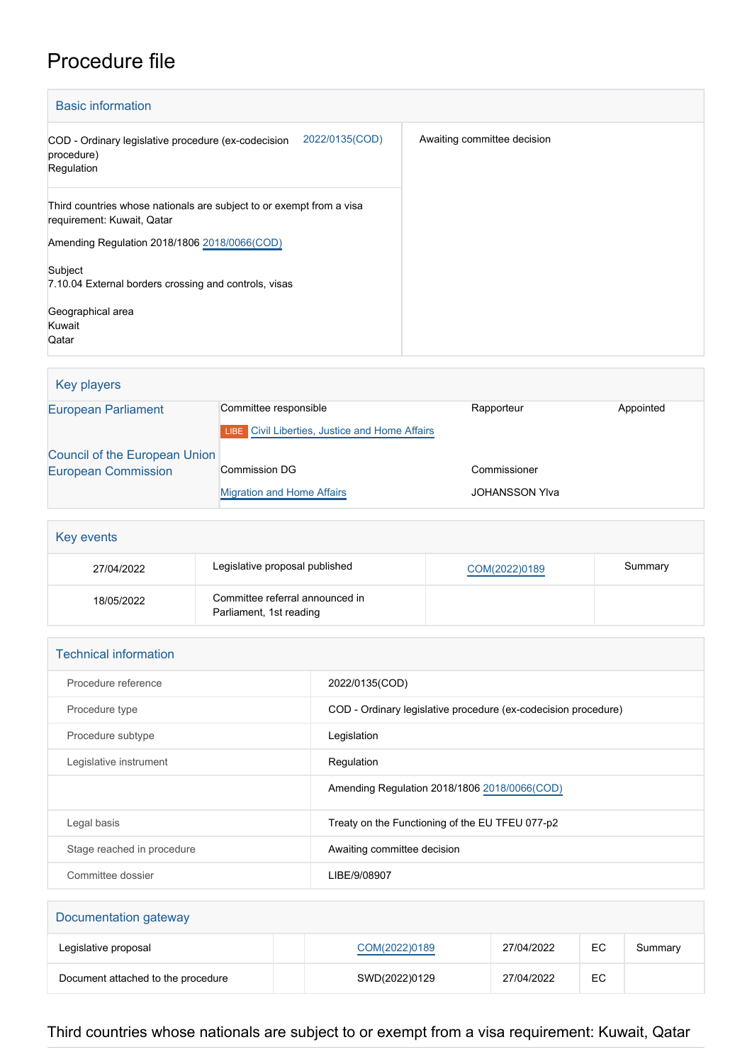# Procedure file

## Basic information

| | |
|---|---|
| COD - Ordinary legislative procedure (ex-codecision procedure)<br>Regulation | 2022/0135(COD) |
| Third countries whose nationals are subject to or exempt from a visa requirement: Kuwait, Qatar<br><br>Amending Regulation 2018/1806 2018/0066(COD)<br><br>Subject<br>7.10.04 External borders crossing and controls, visas<br><br>Geographical area<br>Kuwait<br>Qatar | |

Awaiting committee decision

## Key players

| | | | |
|---|---|---|---|
| European Parliament | Committee responsible<br>LIBE Civil Liberties, Justice and Home Affairs | Rapporteur | Appointed |
| Council of the European Union | | | |
| European Commission | Commission DG<br>Migration and Home Affairs | Commissioner<br>JOHANSSON Ylva | |

## Key events

| | | | |
|---|---|---|---|
| 27/04/2022 | Legislative proposal published | COM(2022)0189 | Summary |
| 18/05/2022 | Committee referral announced in Parliament, 1st reading | | |

## Technical information

| | |
|---|---|
| Procedure reference | 2022/0135(COD) |
| Procedure type | COD - Ordinary legislative procedure (ex-codecision procedure) |
| Procedure subtype | Legislation |
| Legislative instrument | Regulation |
| | Amending Regulation 2018/1806 2018/0066(COD) |
| Legal basis | Treaty on the Functioning of the EU TFEU 077-p2 |
| Stage reached in procedure | Awaiting committee decision |
| Committee dossier | LIBE/9/08907 |

## Documentation gateway

| | | | | | |
|---|---|---|---|---|---|
| Legislative proposal | | COM(2022)0189 | 27/04/2022 | EC | Summary |
| Document attached to the procedure | | SWD(2022)0129 | 27/04/2022 | EC | |

## Third countries whose nationals are subject to or exempt from a visa requirement: Kuwait, Qatar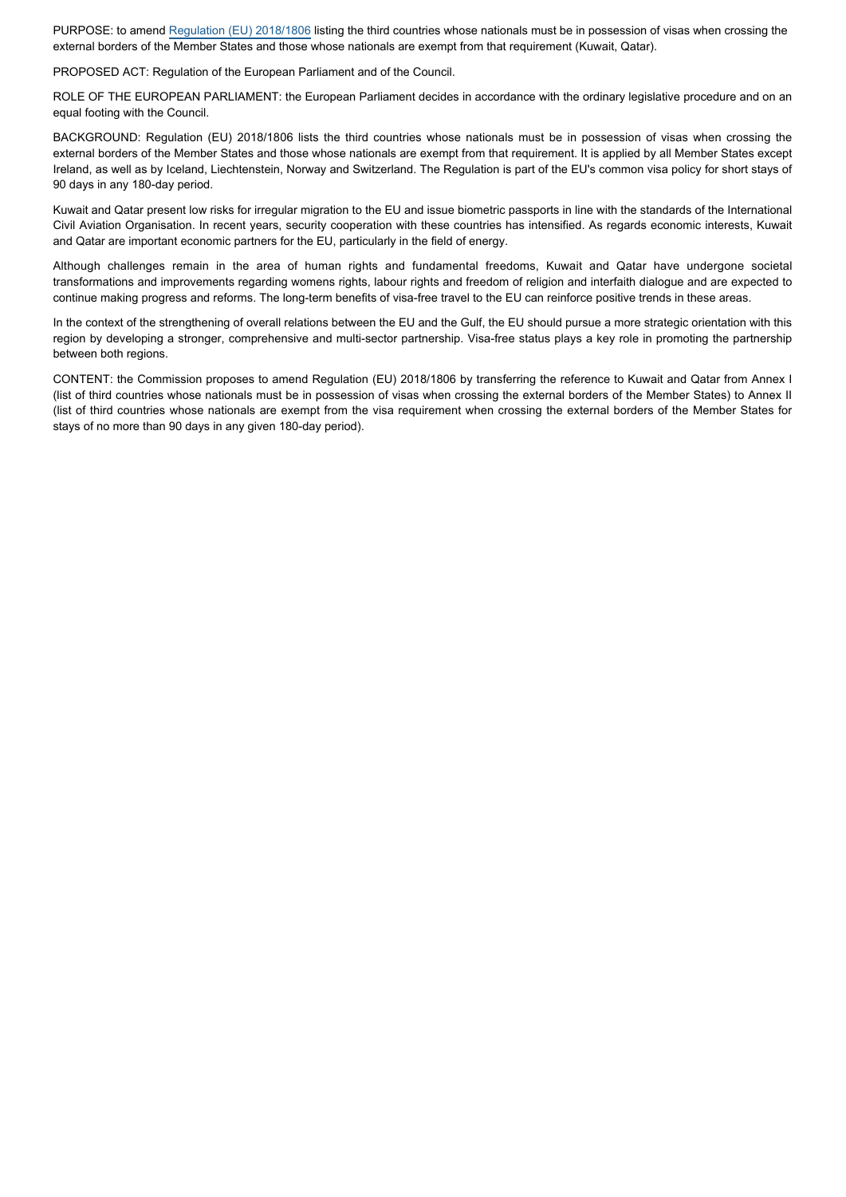PURPOSE: to amend Regulation (EU) 2018/1806 listing the third countries whose nationals must be in possession of visas when crossing the external borders of the Member States and those whose nationals are exempt from that requirement (Kuwait, Qatar).

PROPOSED ACT: Regulation of the European Parliament and of the Council.

ROLE OF THE EUROPEAN PARLIAMENT: the European Parliament decides in accordance with the ordinary legislative procedure and on an equal footing with the Council.

BACKGROUND: Regulation (EU) 2018/1806 lists the third countries whose nationals must be in possession of visas when crossing the external borders of the Member States and those whose nationals are exempt from that requirement. It is applied by all Member States except Ireland, as well as by Iceland, Liechtenstein, Norway and Switzerland. The Regulation is part of the EU's common visa policy for short stays of 90 days in any 180-day period.

Kuwait and Qatar present low risks for irregular migration to the EU and issue biometric passports in line with the standards of the International Civil Aviation Organisation. In recent years, security cooperation with these countries has intensified. As regards economic interests, Kuwait and Qatar are important economic partners for the EU, particularly in the field of energy.

Although challenges remain in the area of human rights and fundamental freedoms, Kuwait and Qatar have undergone societal transformations and improvements regarding womens rights, labour rights and freedom of religion and interfaith dialogue and are expected to continue making progress and reforms. The long-term benefits of visa-free travel to the EU can reinforce positive trends in these areas.

In the context of the strengthening of overall relations between the EU and the Gulf, the EU should pursue a more strategic orientation with this region by developing a stronger, comprehensive and multi-sector partnership. Visa-free status plays a key role in promoting the partnership between both regions.

CONTENT: the Commission proposes to amend Regulation (EU) 2018/1806 by transferring the reference to Kuwait and Qatar from Annex I (list of third countries whose nationals must be in possession of visas when crossing the external borders of the Member States) to Annex II (list of third countries whose nationals are exempt from the visa requirement when crossing the external borders of the Member States for stays of no more than 90 days in any given 180-day period).